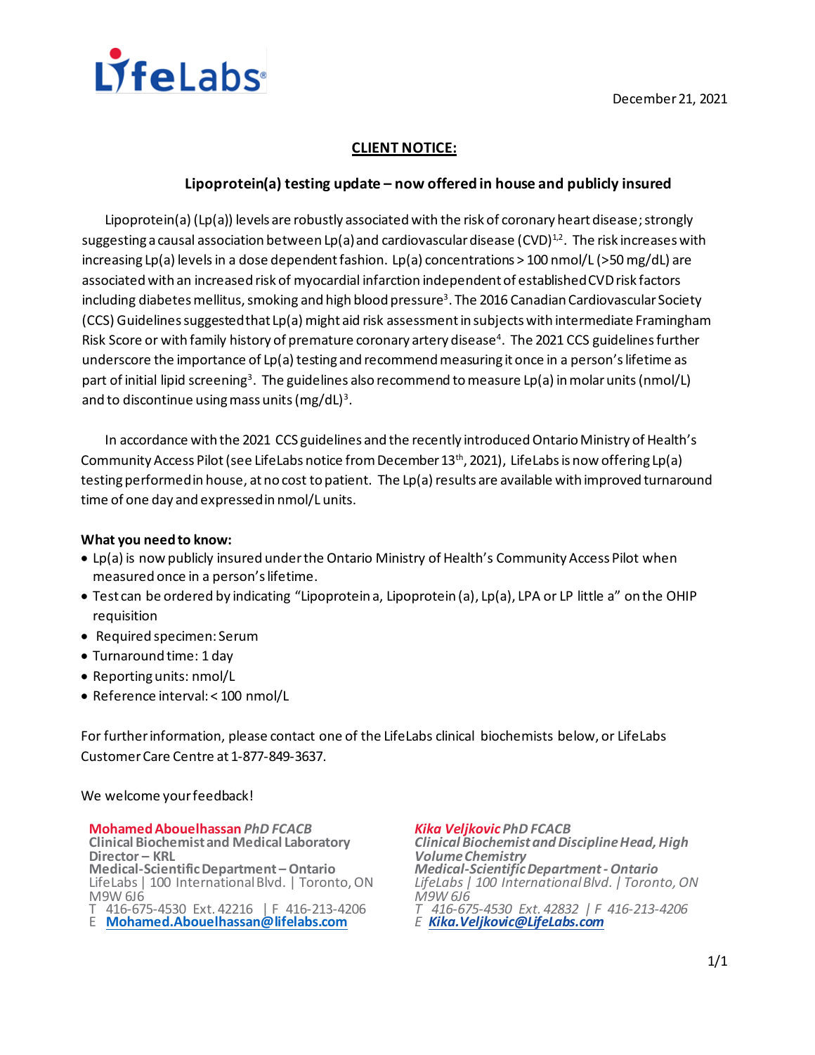LifeLabs

December 21, 2021

## CLIENT NOTICE:

### Lipoprotein(a) testing update – now offered in house and publicly insured

Lipoprotein(a) (Lp(a)) levels are robustly associated with the risk of coronary heart disease; strongly suggesting a causal association between Lp(a) and cardiovascular disease (CVD)[1,2]. The risk increases with increasing Lp(a) levels in a dose dependent fashion. Lp(a) concentrations > 100 nmol/L (>50 mg/dL) are associated with an increased risk of myocardial infarction independent of established CVD risk factors including diabetes mellitus, smoking and high blood pressure[3]. The 2016 Canadian Cardiovascular Society (CCS) Guidelines suggested that Lp(a) might aid risk assessment in subjects with intermediate Framingham Risk Score or with family history of premature coronary artery disease[4]. The 2021 CCS guidelines further underscore the importance of Lp(a) testing and recommend measuring it once in a person's lifetime as part of initial lipid screening[3]. The guidelines also recommend to measure Lp(a) in molar units (nmol/L) and to discontinue using mass units (mg/dL)[3].

In accordance with the 2021 CCS guidelines and the recently introduced Ontario Ministry of Health's Community Access Pilot (see LifeLabs notice from December 13th, 2021), LifeLabs is now offering Lp(a) testing performed in house, at no cost to patient. The Lp(a) results are available with improved turnaround time of one day and expressed in nmol/L units.

**What you need to know:**

- Lp(a) is now publicly insured under the Ontario Ministry of Health's Community Access Pilot when measured once in a person's lifetime.
- Test can be ordered by indicating "Lipoprotein a, Lipoprotein (a), Lp(a), LPA or LP little a" on the OHIP requisition
- Required specimen: Serum
- Turnaround time: 1 day
- Reporting units: nmol/L
- Reference interval: < 100 nmol/L

For further information, please contact one of the LifeLabs clinical biochemists below, or LifeLabs Customer Care Centre at 1-877-849-3637.

We welcome your feedback!

**Mohamed Abouelhassan** *PhD FCACB*
**Clinical Biochemist and Medical Laboratory Director – KRL**
**Medical-Scientific Department – Ontario**
LifeLabs | 100 International Blvd. | Toronto, ON M9W 6J6
T 416-675-4530 Ext. 42216 | F 416-213-4206
E Mohamed.Abouelhassan@lifelabs.com

***Kika Veljkovic** PhD FCACB*
***Clinical Biochemist and Discipline Head, High Volume Chemistry***
***Medical-Scientific Department - Ontario***
*LifeLabs | 100 International Blvd. | Toronto, ON M9W 6J6*
*T 416-675-4530 Ext. 42832 | F 416-213-4206*
*E Kika.Veljkovic@LifeLabs.com*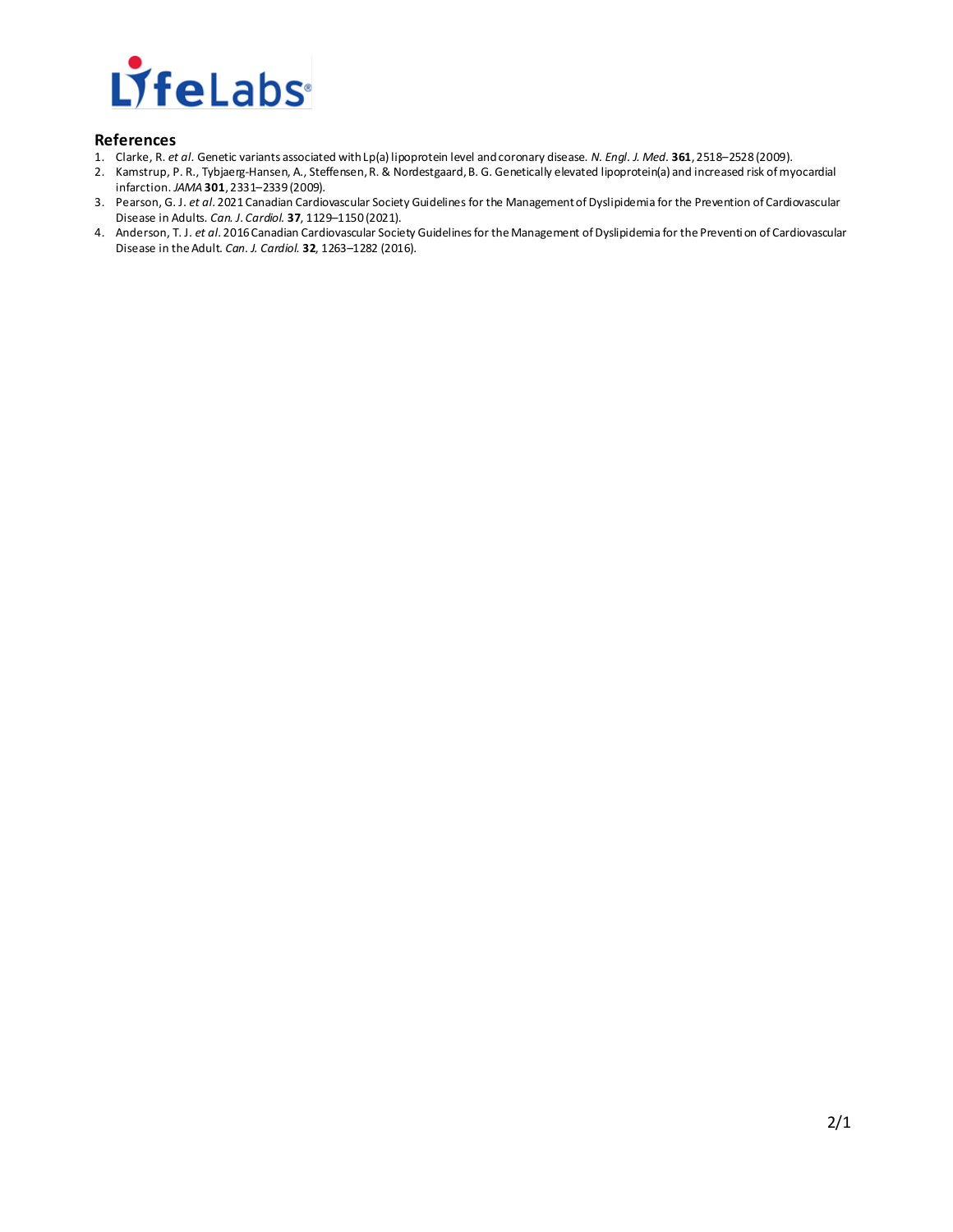## References

1. Clarke, R. *et al*. Genetic variants associated with Lp(a) lipoprotein level and coronary disease. *N. Engl. J. Med*. **361**, 2518–2528 (2009).
2. Kamstrup, P. R., Tybjaerg-Hansen, A., Steffensen, R. & Nordestgaard, B. G. Genetically elevated lipoprotein(a) and increased risk of myocardial infarction. *JAMA* **301**, 2331–2339 (2009).
3. Pearson, G. J. *et al*. 2021 Canadian Cardiovascular Society Guidelines for the Management of Dyslipidemia for the Prevention of Cardiovascular Disease in Adults. *Can. J. Cardiol.* **37**, 1129–1150 (2021).
4. Anderson, T. J. *et al*. 2016 Canadian Cardiovascular Society Guidelines for the Management of Dyslipidemia for the Prevention of Cardiovascular Disease in the Adult. *Can. J. Cardiol.* **32**, 1263–1282 (2016).